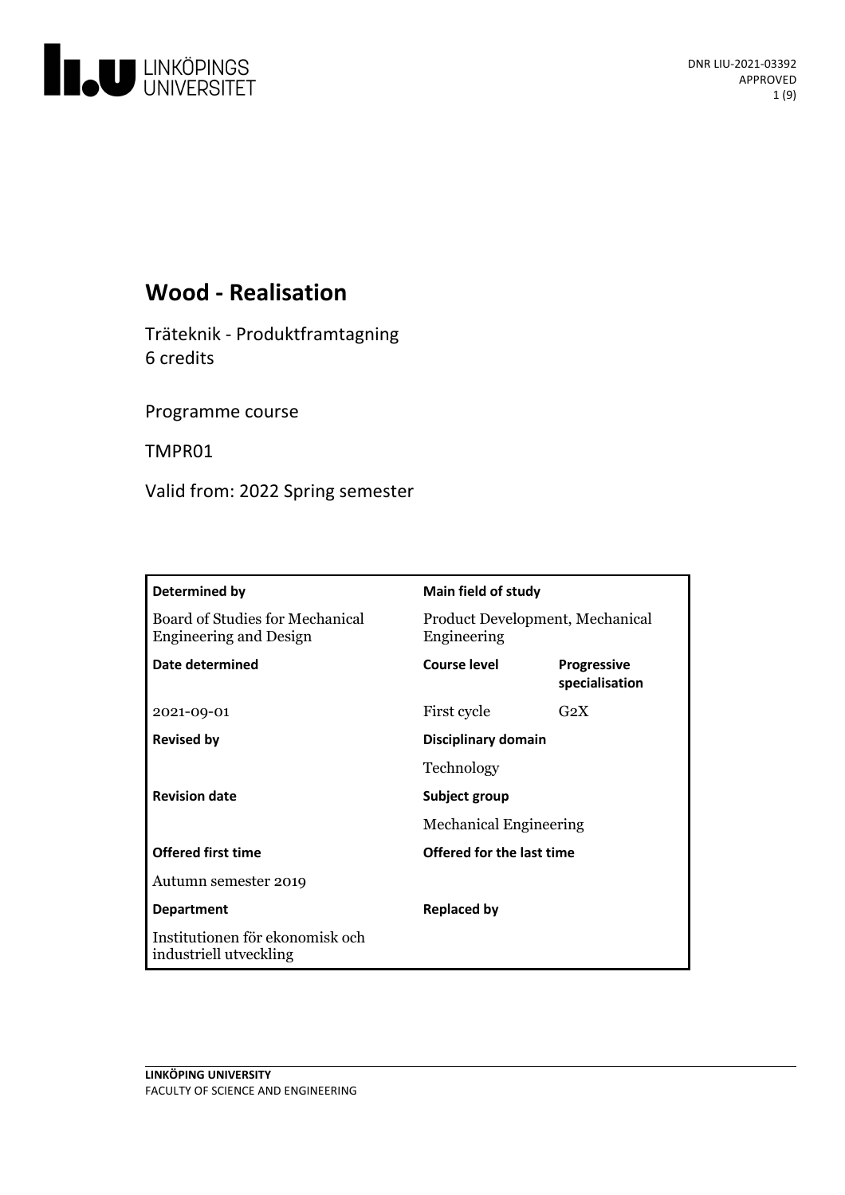# Wood - Realisation

Träteknik - Produktframtagning
6 credits

Programme course

TMPR01

Valid from: 2022 Spring semester

| Determined by | Main field of study | |
|---|---|---|
| Board of Studies for Mechanical Engineering and Design | Product Development, Mechanical Engineering | |
| **Date determined** | **Course level** | **Progressive specialisation** |
| 2021-09-01 | First cycle | G2X |
| **Revised by** | **Disciplinary domain** | |
| | Technology | |
| **Revision date** | **Subject group** | |
| | Mechanical Engineering | |
| **Offered first time** | **Offered for the last time** | |
| Autumn semester 2019 | | |
| **Department** | **Replaced by** | |
| Institutionen för ekonomisk och industriell utveckling | | |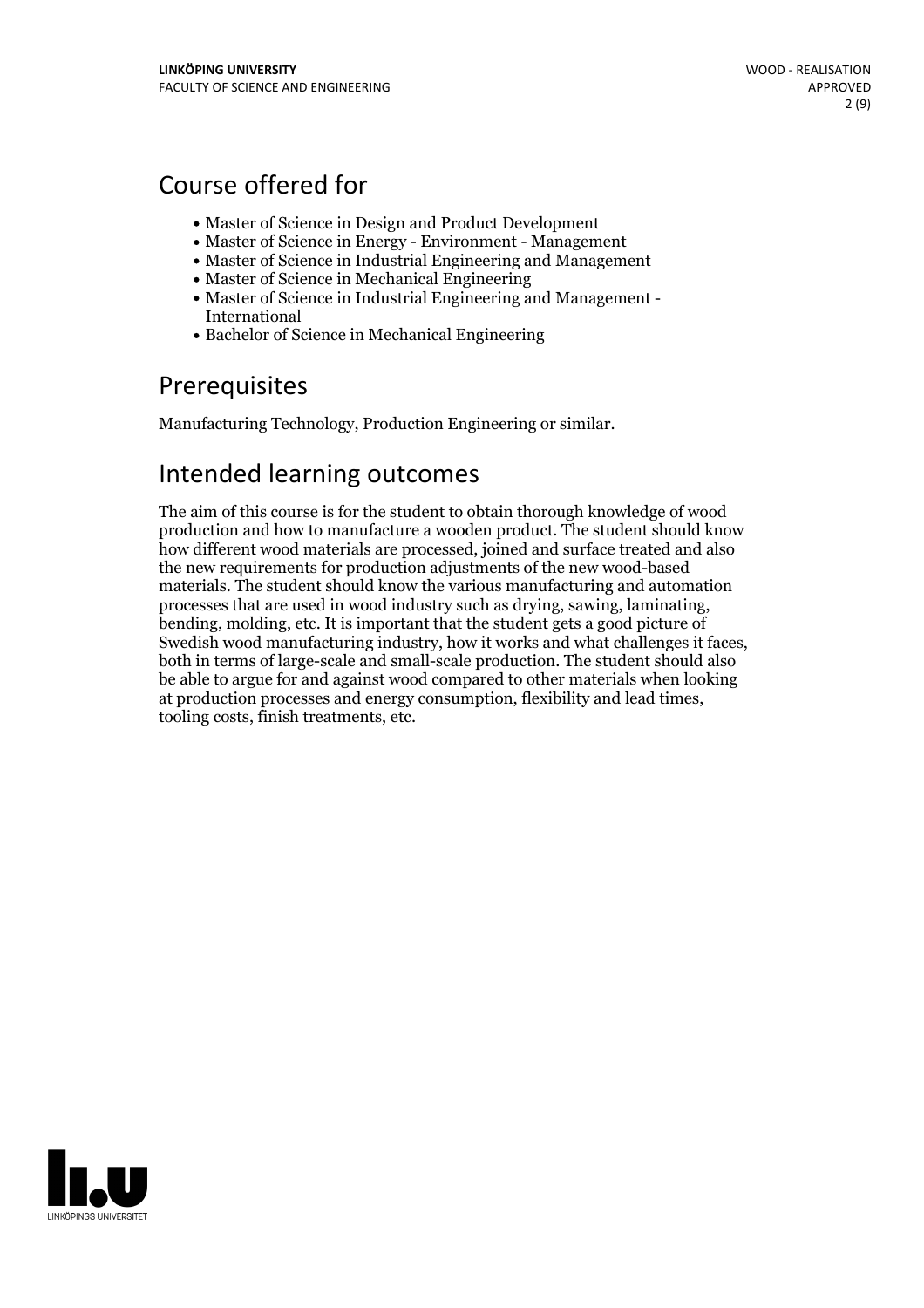## Course offered for

- Master of Science in Design and Product Development
- Master of Science in Energy - Environment - Management
- Master of Science in Industrial Engineering and Management
- Master of Science in Mechanical Engineering
- Master of Science in Industrial Engineering and Management - International
- Bachelor of Science in Mechanical Engineering

## Prerequisites

Manufacturing Technology, Production Engineering or similar.

## Intended learning outcomes

The aim of this course is for the student to obtain thorough knowledge of wood production and how to manufacture a wooden product. The student should know how different wood materials are processed, joined and surface treated and also the new requirements for production adjustments of the new wood-based materials. The student should know the various manufacturing and automation processes that are used in wood industry such as drying, sawing, laminating, bending, molding, etc. It is important that the student gets a good picture of Swedish wood manufacturing industry, how it works and what challenges it faces, both in terms of large-scale and small-scale production. The student should also be able to argue for and against wood compared to other materials when looking at production processes and energy consumption, flexibility and lead times, tooling costs, finish treatments, etc.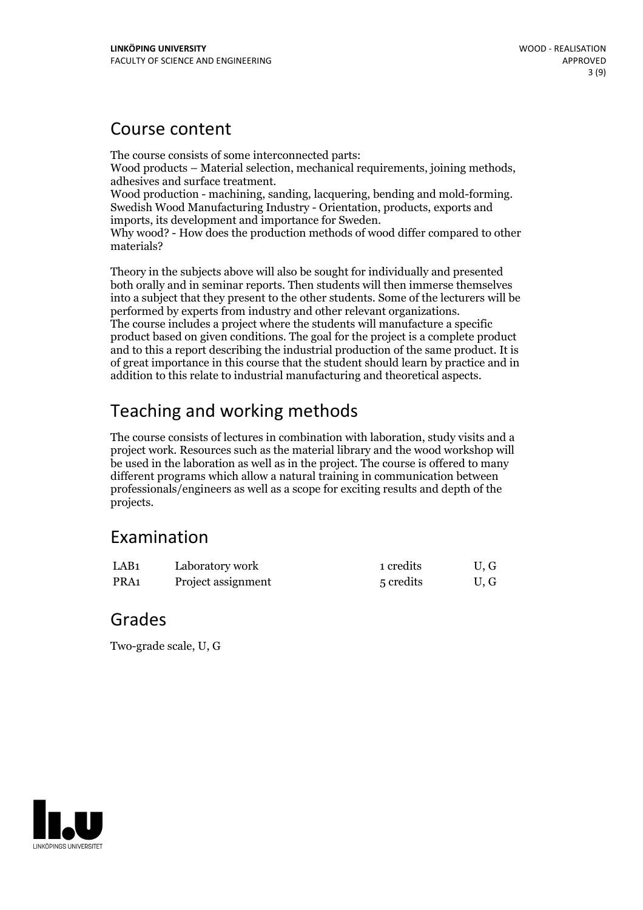## Course content

The course consists of some interconnected parts:
Wood products – Material selection, mechanical requirements, joining methods, adhesives and surface treatment.
Wood production - machining, sanding, lacquering, bending and mold-forming.
Swedish Wood Manufacturing Industry - Orientation, products, exports and imports, its development and importance for Sweden.
Why wood? - How does the production methods of wood differ compared to other materials?

Theory in the subjects above will also be sought for individually and presented both orally and in seminar reports. Then students will then immerse themselves into a subject that they present to the other students. Some of the lecturers will be performed by experts from industry and other relevant organizations.
The course includes a project where the students will manufacture a specific product based on given conditions. The goal for the project is a complete product and to this a report describing the industrial production of the same product. It is of great importance in this course that the student should learn by practice and in addition to this relate to industrial manufacturing and theoretical aspects.

## Teaching and working methods

The course consists of lectures in combination with laboration, study visits and a project work. Resources such as the material library and the wood workshop will be used in the laboration as well as in the project. The course is offered to many different programs which allow a natural training in communication between professionals/engineers as well as a scope for exciting results and depth of the projects.

## Examination

| | | | |
|---|---|---|---|
| LAB1 | Laboratory work | 1 credits | U, G |
| PRA1 | Project assignment | 5 credits | U, G |

## Grades

Two-grade scale, U, G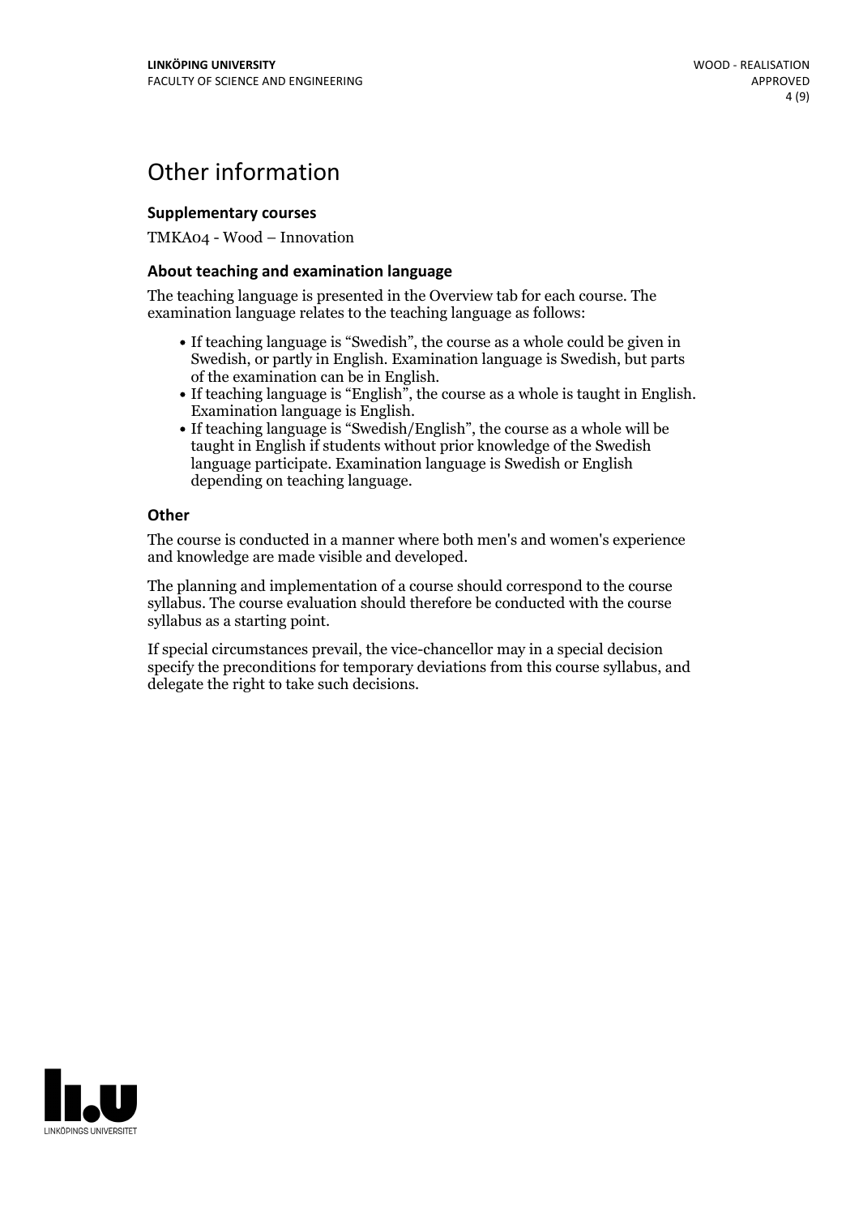# Other information

### Supplementary courses

TMKA04 - Wood – Innovation

### About teaching and examination language

The teaching language is presented in the Overview tab for each course. The examination language relates to the teaching language as follows:

- If teaching language is "Swedish", the course as a whole could be given in Swedish, or partly in English. Examination language is Swedish, but parts of the examination can be in English.
- If teaching language is "English", the course as a whole is taught in English. Examination language is English.
- If teaching language is "Swedish/English", the course as a whole will be taught in English if students without prior knowledge of the Swedish language participate. Examination language is Swedish or English depending on teaching language.

### Other

The course is conducted in a manner where both men's and women's experience and knowledge are made visible and developed.

The planning and implementation of a course should correspond to the course syllabus. The course evaluation should therefore be conducted with the course syllabus as a starting point.

If special circumstances prevail, the vice-chancellor may in a special decision specify the preconditions for temporary deviations from this course syllabus, and delegate the right to take such decisions.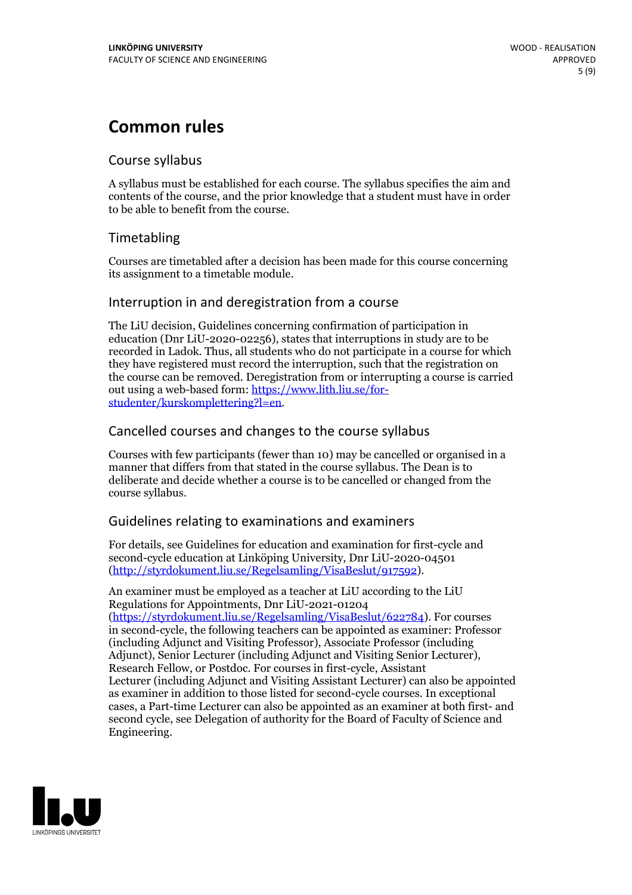# Common rules

## Course syllabus

A syllabus must be established for each course. The syllabus specifies the aim and contents of the course, and the prior knowledge that a student must have in order to be able to benefit from the course.

## Timetabling

Courses are timetabled after a decision has been made for this course concerning its assignment to a timetable module.

## Interruption in and deregistration from a course

The LiU decision, Guidelines concerning confirmation of participation in education (Dnr LiU-2020-02256), states that interruptions in study are to be recorded in Ladok. Thus, all students who do not participate in a course for which they have registered must record the interruption, such that the registration on the course can be removed. Deregistration from or interrupting a course is carried out using a web-based form: [https://www.lith.liu.se/for-studenter/kurskomplettering?l=en](https://www.lith.liu.se/for-studenter/kurskomplettering?l=en).

## Cancelled courses and changes to the course syllabus

Courses with few participants (fewer than 10) may be cancelled or organised in a manner that differs from that stated in the course syllabus. The Dean is to deliberate and decide whether a course is to be cancelled or changed from the course syllabus.

## Guidelines relating to examinations and examiners

For details, see Guidelines for education and examination for first-cycle and second-cycle education at Linköping University, Dnr LiU-2020-04501 ([http://styrdokument.liu.se/Regelsamling/VisaBeslut/917592](http://styrdokument.liu.se/Regelsamling/VisaBeslut/917592)).

An examiner must be employed as a teacher at LiU according to the LiU Regulations for Appointments, Dnr LiU-2021-01204 ([https://styrdokument.liu.se/Regelsamling/VisaBeslut/622784](https://styrdokument.liu.se/Regelsamling/VisaBeslut/622784)). For courses in second-cycle, the following teachers can be appointed as examiner: Professor (including Adjunct and Visiting Professor), Associate Professor (including Adjunct), Senior Lecturer (including Adjunct and Visiting Senior Lecturer), Research Fellow, or Postdoc. For courses in first-cycle, Assistant Lecturer (including Adjunct and Visiting Assistant Lecturer) can also be appointed as examiner in addition to those listed for second-cycle courses. In exceptional cases, a Part-time Lecturer can also be appointed as an examiner at both first- and second cycle, see Delegation of authority for the Board of Faculty of Science and Engineering.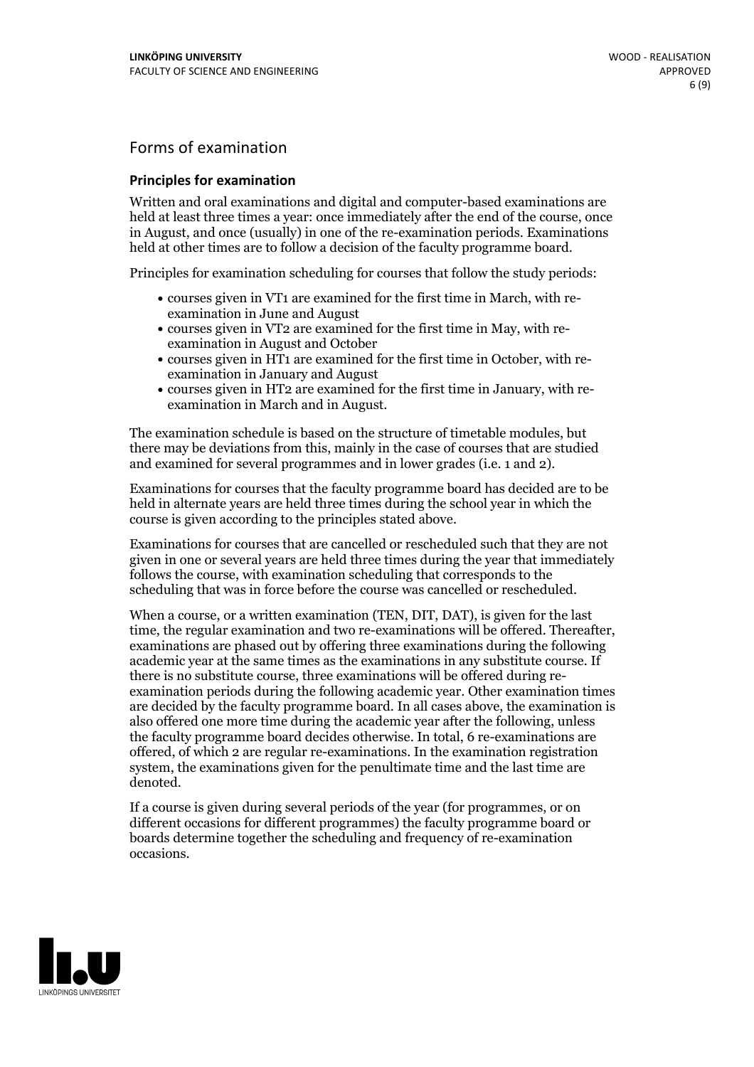## Forms of examination

### Principles for examination

Written and oral examinations and digital and computer-based examinations are held at least three times a year: once immediately after the end of the course, once in August, and once (usually) in one of the re-examination periods. Examinations held at other times are to follow a decision of the faculty programme board.

Principles for examination scheduling for courses that follow the study periods:

- courses given in VT1 are examined for the first time in March, with re-examination in June and August
- courses given in VT2 are examined for the first time in May, with re-examination in August and October
- courses given in HT1 are examined for the first time in October, with re-examination in January and August
- courses given in HT2 are examined for the first time in January, with re-examination in March and in August.

The examination schedule is based on the structure of timetable modules, but there may be deviations from this, mainly in the case of courses that are studied and examined for several programmes and in lower grades (i.e. 1 and 2).

Examinations for courses that the faculty programme board has decided are to be held in alternate years are held three times during the school year in which the course is given according to the principles stated above.

Examinations for courses that are cancelled or rescheduled such that they are not given in one or several years are held three times during the year that immediately follows the course, with examination scheduling that corresponds to the scheduling that was in force before the course was cancelled or rescheduled.

When a course, or a written examination (TEN, DIT, DAT), is given for the last time, the regular examination and two re-examinations will be offered. Thereafter, examinations are phased out by offering three examinations during the following academic year at the same times as the examinations in any substitute course. If there is no substitute course, three examinations will be offered during re-examination periods during the following academic year. Other examination times are decided by the faculty programme board. In all cases above, the examination is also offered one more time during the academic year after the following, unless the faculty programme board decides otherwise. In total, 6 re-examinations are offered, of which 2 are regular re-examinations. In the examination registration system, the examinations given for the penultimate time and the last time are denoted.

If a course is given during several periods of the year (for programmes, or on different occasions for different programmes) the faculty programme board or boards determine together the scheduling and frequency of re-examination occasions.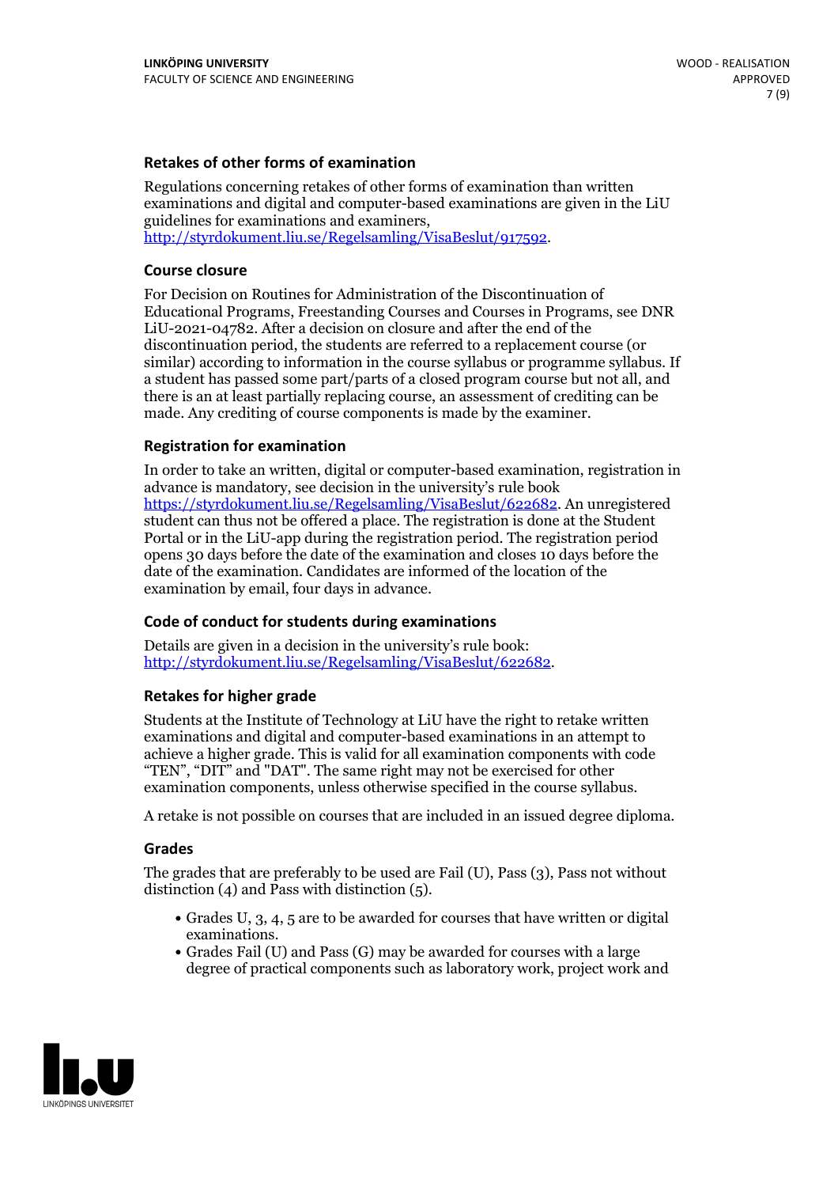### Retakes of other forms of examination

Regulations concerning retakes of other forms of examination than written examinations and digital and computer-based examinations are given in the LiU guidelines for examinations and examiners, http://styrdokument.liu.se/Regelsamling/VisaBeslut/917592.

### Course closure

For Decision on Routines for Administration of the Discontinuation of Educational Programs, Freestanding Courses and Courses in Programs, see DNR LiU-2021-04782. After a decision on closure and after the end of the discontinuation period, the students are referred to a replacement course (or similar) according to information in the course syllabus or programme syllabus. If a student has passed some part/parts of a closed program course but not all, and there is an at least partially replacing course, an assessment of crediting can be made. Any crediting of course components is made by the examiner.

### Registration for examination

In order to take an written, digital or computer-based examination, registration in advance is mandatory, see decision in the university's rule book https://styrdokument.liu.se/Regelsamling/VisaBeslut/622682. An unregistered student can thus not be offered a place. The registration is done at the Student Portal or in the LiU-app during the registration period. The registration period opens 30 days before the date of the examination and closes 10 days before the date of the examination. Candidates are informed of the location of the examination by email, four days in advance.

### Code of conduct for students during examinations

Details are given in a decision in the university's rule book: http://styrdokument.liu.se/Regelsamling/VisaBeslut/622682.

### Retakes for higher grade

Students at the Institute of Technology at LiU have the right to retake written examinations and digital and computer-based examinations in an attempt to achieve a higher grade. This is valid for all examination components with code "TEN", "DIT" and "DAT". The same right may not be exercised for other examination components, unless otherwise specified in the course syllabus.

A retake is not possible on courses that are included in an issued degree diploma.

### Grades

The grades that are preferably to be used are Fail (U), Pass (3), Pass not without distinction (4) and Pass with distinction (5).

- Grades U, 3, 4, 5 are to be awarded for courses that have written or digital examinations.
- Grades Fail (U) and Pass (G) may be awarded for courses with a large degree of practical components such as laboratory work, project work and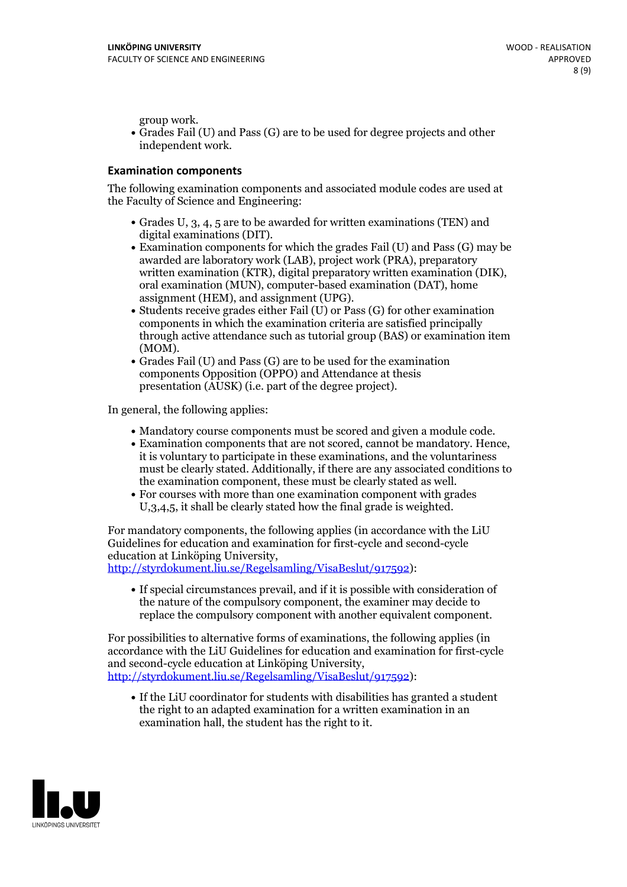group work.

- Grades Fail (U) and Pass (G) are to be used for degree projects and other independent work.

### Examination components

The following examination components and associated module codes are used at the Faculty of Science and Engineering:

- Grades U, 3, 4, 5 are to be awarded for written examinations (TEN) and digital examinations (DIT).
- Examination components for which the grades Fail (U) and Pass (G) may be awarded are laboratory work (LAB), project work (PRA), preparatory written examination (KTR), digital preparatory written examination (DIK), oral examination (MUN), computer-based examination (DAT), home assignment (HEM), and assignment (UPG).
- Students receive grades either Fail (U) or Pass (G) for other examination components in which the examination criteria are satisfied principally through active attendance such as tutorial group (BAS) or examination item (MOM).
- Grades Fail (U) and Pass (G) are to be used for the examination components Opposition (OPPO) and Attendance at thesis presentation (AUSK) (i.e. part of the degree project).

In general, the following applies:

- Mandatory course components must be scored and given a module code.
- Examination components that are not scored, cannot be mandatory. Hence, it is voluntary to participate in these examinations, and the voluntariness must be clearly stated. Additionally, if there are any associated conditions to the examination component, these must be clearly stated as well.
- For courses with more than one examination component with grades U,3,4,5, it shall be clearly stated how the final grade is weighted.

For mandatory components, the following applies (in accordance with the LiU Guidelines for education and examination for first-cycle and second-cycle education at Linköping University, http://styrdokument.liu.se/Regelsamling/VisaBeslut/917592):

- If special circumstances prevail, and if it is possible with consideration of the nature of the compulsory component, the examiner may decide to replace the compulsory component with another equivalent component.

For possibilities to alternative forms of examinations, the following applies (in accordance with the LiU Guidelines for education and examination for first-cycle and second-cycle education at Linköping University, http://styrdokument.liu.se/Regelsamling/VisaBeslut/917592):

- If the LiU coordinator for students with disabilities has granted a student the right to an adapted examination for a written examination in an examination hall, the student has the right to it.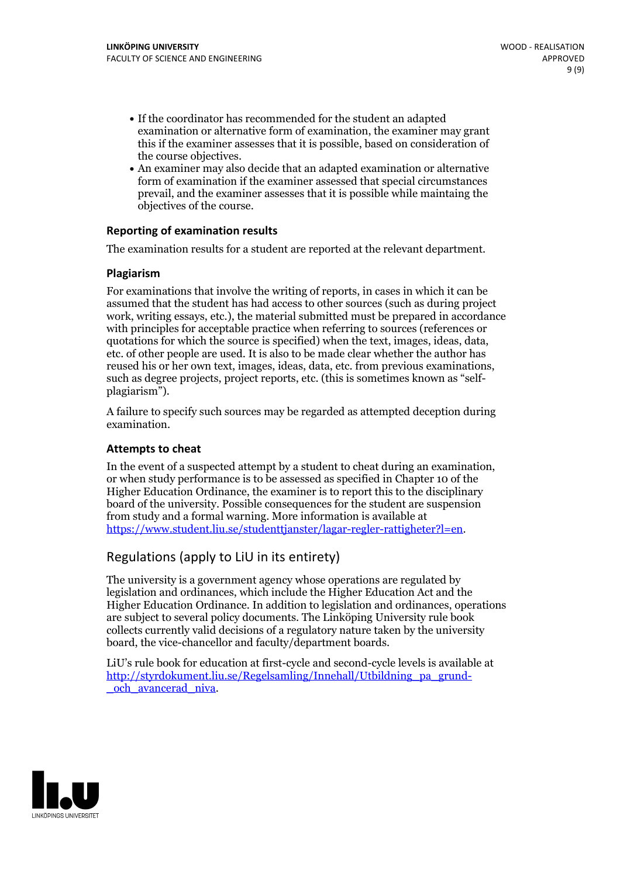- If the coordinator has recommended for the student an adapted examination or alternative form of examination, the examiner may grant this if the examiner assesses that it is possible, based on consideration of the course objectives.
- An examiner may also decide that an adapted examination or alternative form of examination if the examiner assessed that special circumstances prevail, and the examiner assesses that it is possible while maintaing the objectives of the course.

### Reporting of examination results

The examination results for a student are reported at the relevant department.

### Plagiarism

For examinations that involve the writing of reports, in cases in which it can be assumed that the student has had access to other sources (such as during project work, writing essays, etc.), the material submitted must be prepared in accordance with principles for acceptable practice when referring to sources (references or quotations for which the source is specified) when the text, images, ideas, data, etc. of other people are used. It is also to be made clear whether the author has reused his or her own text, images, ideas, data, etc. from previous examinations, such as degree projects, project reports, etc. (this is sometimes known as "self-plagiarism").

A failure to specify such sources may be regarded as attempted deception during examination.

### Attempts to cheat

In the event of a suspected attempt by a student to cheat during an examination, or when study performance is to be assessed as specified in Chapter 10 of the Higher Education Ordinance, the examiner is to report this to the disciplinary board of the university. Possible consequences for the student are suspension from study and a formal warning. More information is available at https://www.student.liu.se/studenttjanster/lagar-regler-rattigheter?l=en.

## Regulations (apply to LiU in its entirety)

The university is a government agency whose operations are regulated by legislation and ordinances, which include the Higher Education Act and the Higher Education Ordinance. In addition to legislation and ordinances, operations are subject to several policy documents. The Linköping University rule book collects currently valid decisions of a regulatory nature taken by the university board, the vice-chancellor and faculty/department boards.

LiU's rule book for education at first-cycle and second-cycle levels is available at http://styrdokument.liu.se/Regelsamling/Innehall/Utbildning_pa_grund-_och_avancerad_niva.